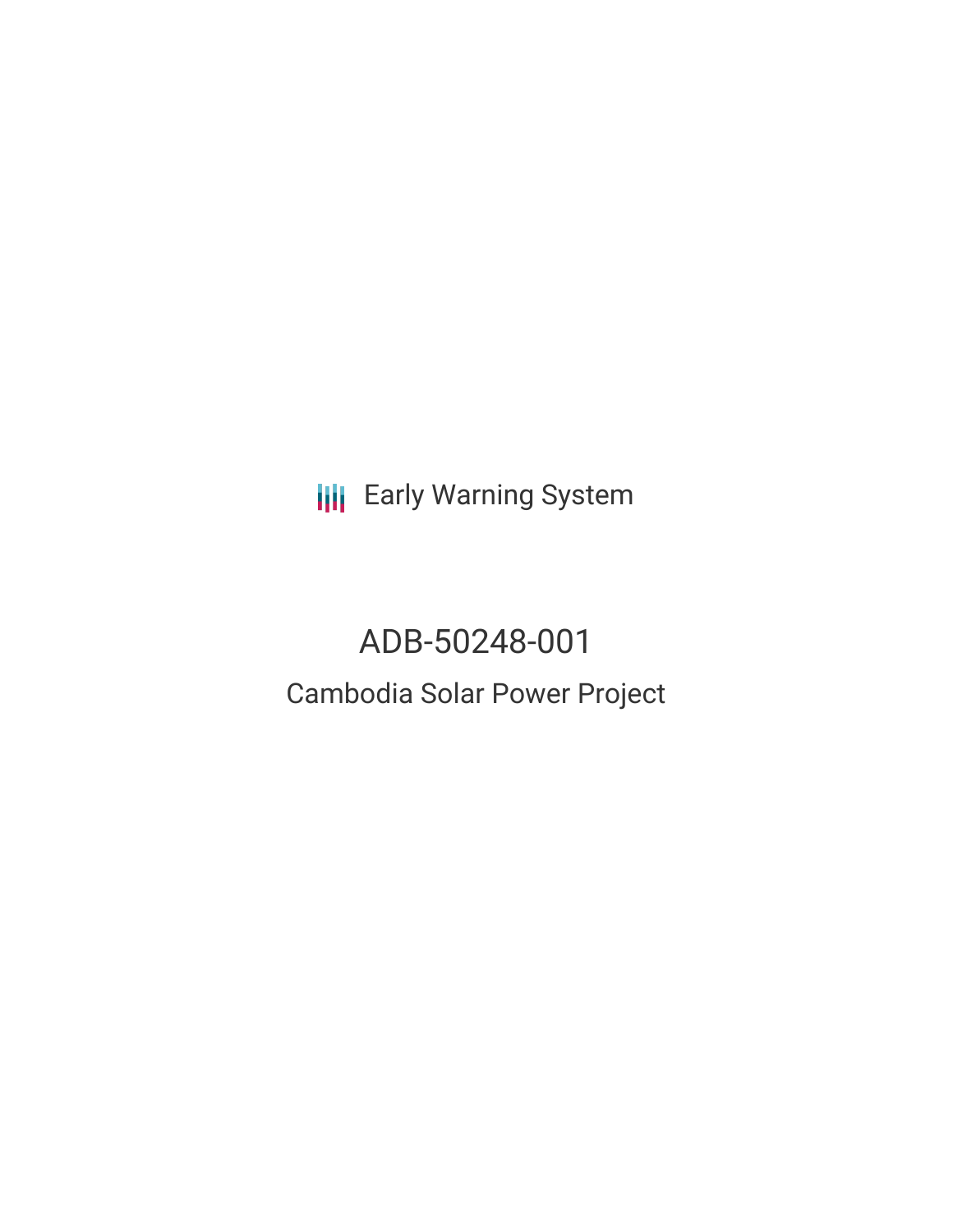Early Warning System

# ADB-50248-001

## Cambodia Solar Power Project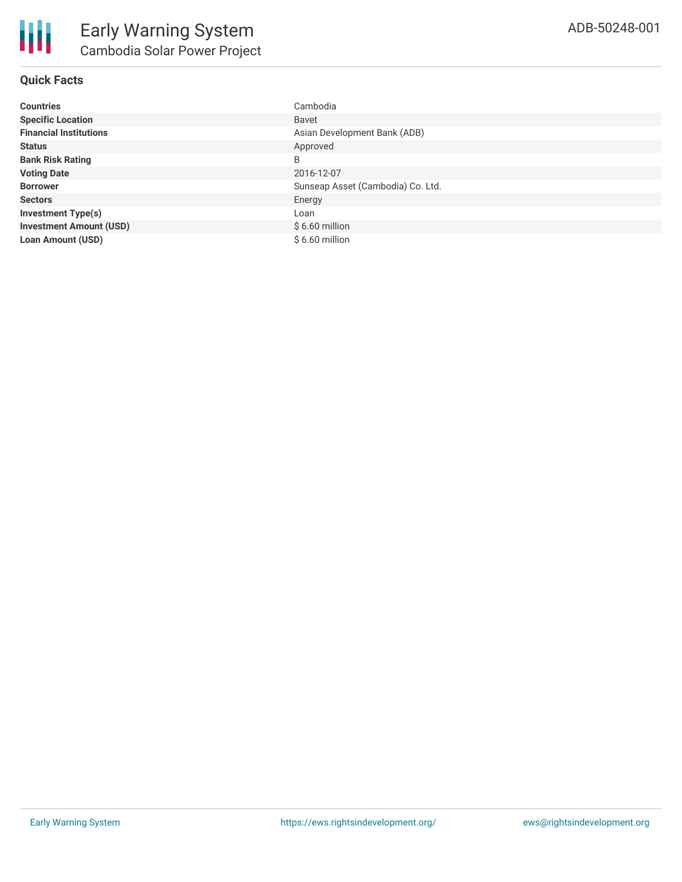# Early Warning System

## Cambodia Solar Power Project

ADB-50248-001

### Quick Facts

| | |
|---|---|
| **Countries** | Cambodia |
| **Specific Location** | Bavet |
| **Financial Institutions** | Asian Development Bank (ADB) |
| **Status** | Approved |
| **Bank Risk Rating** | B |
| **Voting Date** | 2016-12-07 |
| **Borrower** | Sunseap Asset (Cambodia) Co. Ltd. |
| **Sectors** | Energy |
| **Investment Type(s)** | Loan |
| **Investment Amount (USD)** | $ 6.60 million |
| **Loan Amount (USD)** | $ 6.60 million |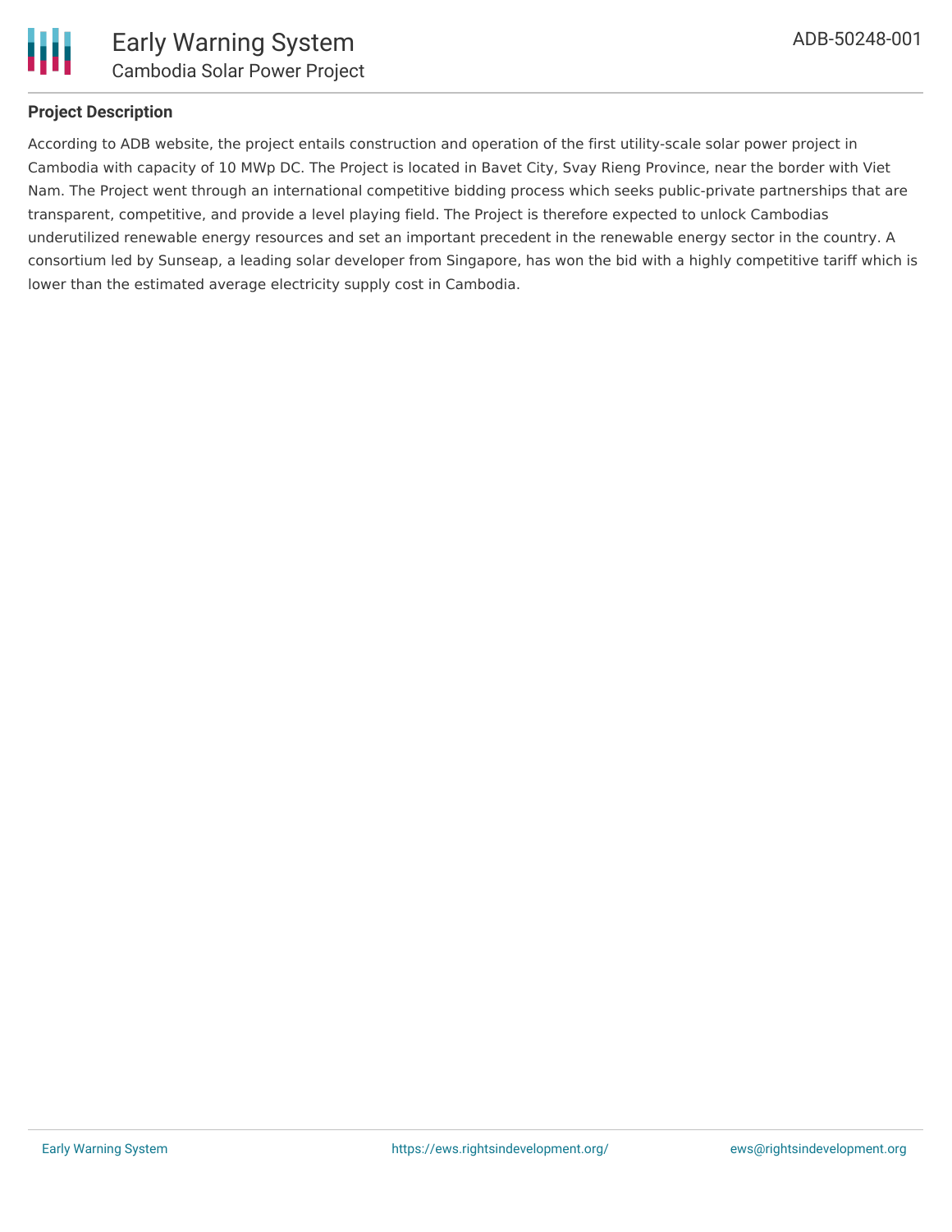## Project Description

According to ADB website, the project entails construction and operation of the first utility-scale solar power project in Cambodia with capacity of 10 MWp DC. The Project is located in Bavet City, Svay Rieng Province, near the border with Viet Nam. The Project went through an international competitive bidding process which seeks public-private partnerships that are transparent, competitive, and provide a level playing field. The Project is therefore expected to unlock Cambodias underutilized renewable energy resources and set an important precedent in the renewable energy sector in the country. A consortium led by Sunseap, a leading solar developer from Singapore, has won the bid with a highly competitive tariff which is lower than the estimated average electricity supply cost in Cambodia.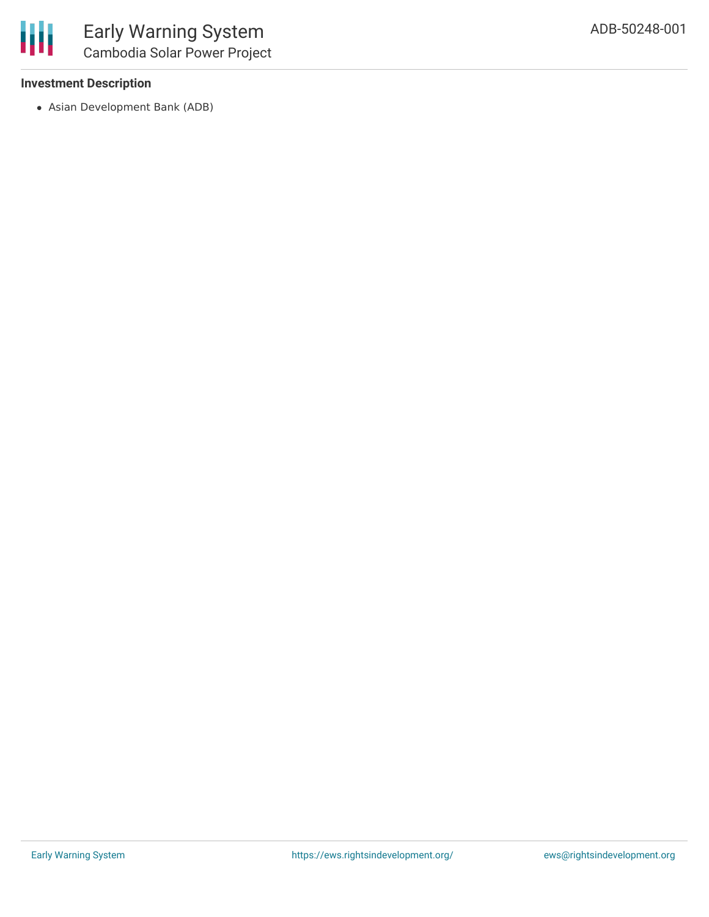### Investment Description

- Asian Development Bank (ADB)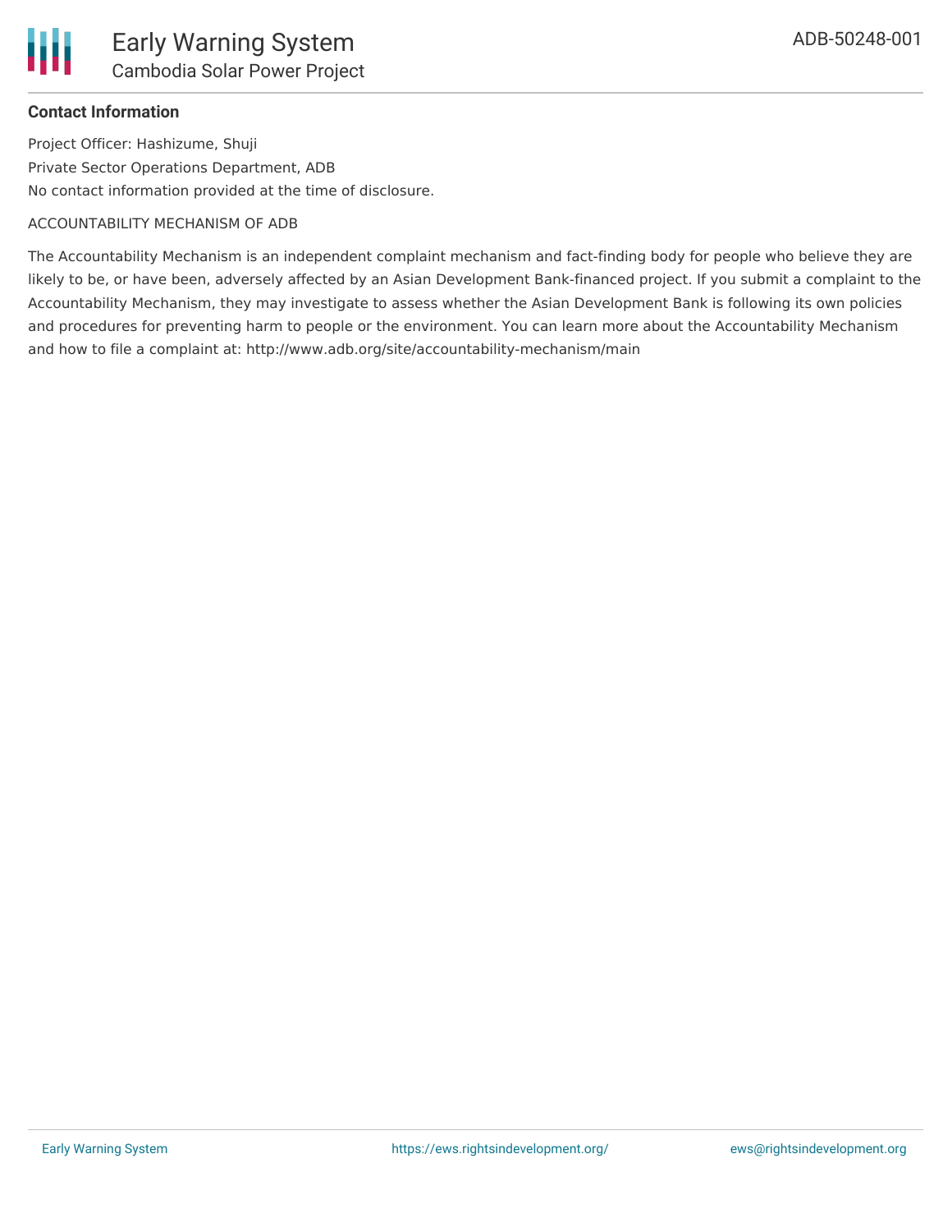**Contact Information**

Project Officer: Hashizume, Shuji

Private Sector Operations Department, ADB

No contact information provided at the time of disclosure.

ACCOUNTABILITY MECHANISM OF ADB

The Accountability Mechanism is an independent complaint mechanism and fact-finding body for people who believe they are likely to be, or have been, adversely affected by an Asian Development Bank-financed project. If you submit a complaint to the Accountability Mechanism, they may investigate to assess whether the Asian Development Bank is following its own policies and procedures for preventing harm to people or the environment. You can learn more about the Accountability Mechanism and how to file a complaint at: http://www.adb.org/site/accountability-mechanism/main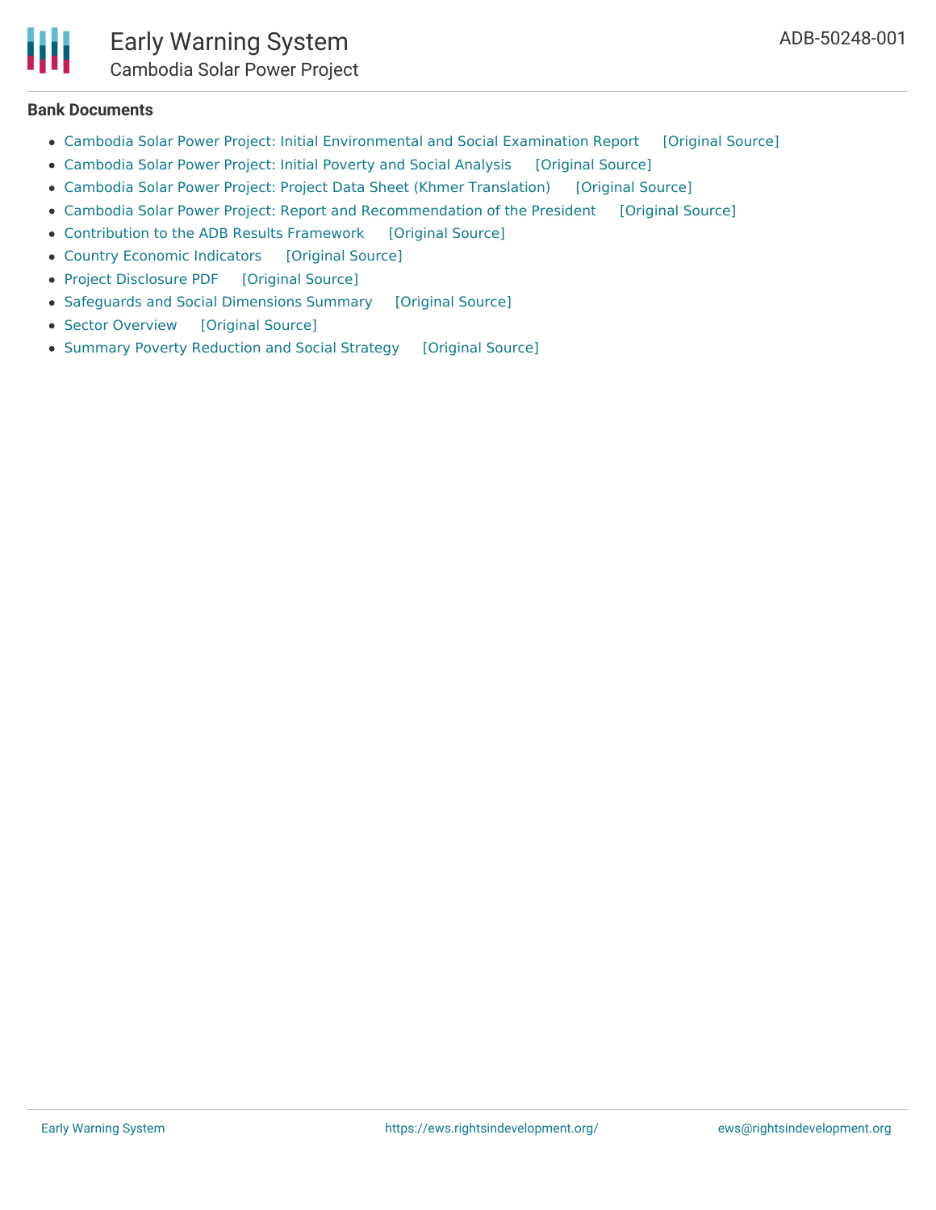## Bank Documents

- Cambodia Solar Power Project: Initial Environmental and Social Examination Report [Original Source]
- Cambodia Solar Power Project: Initial Poverty and Social Analysis [Original Source]
- Cambodia Solar Power Project: Project Data Sheet (Khmer Translation) [Original Source]
- Cambodia Solar Power Project: Report and Recommendation of the President [Original Source]
- Contribution to the ADB Results Framework [Original Source]
- Country Economic Indicators [Original Source]
- Project Disclosure PDF [Original Source]
- Safeguards and Social Dimensions Summary [Original Source]
- Sector Overview [Original Source]
- Summary Poverty Reduction and Social Strategy [Original Source]